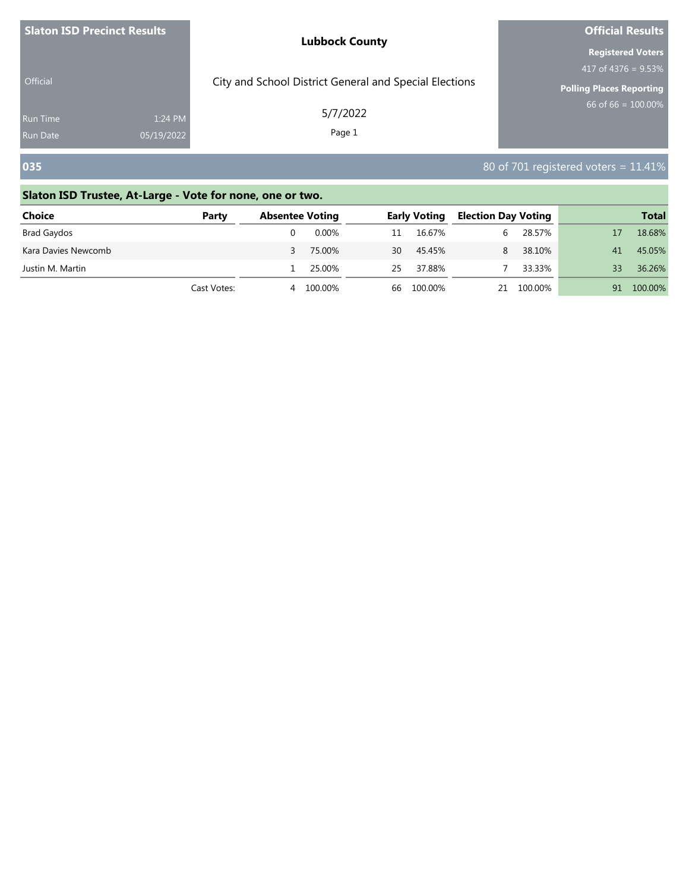**Slaton ISD Precinct Results**

Official

Run Time 1:24 PM
Run Date 05/19/2022

**Lubbock County**

City and School District General and Special Elections

5/7/2022

**Official Results**

**Registered Voters**
417 of 4376 = 9.53%

**Polling Places Reporting**
66 of 66 = 100.00%

## 035

80 of 701 registered voters = 11.41%

### Slaton ISD Trustee, At-Large - Vote for none, one or two.

| Choice | Party | Absentee Voting | | Early Voting | | Election Day Voting | | Total | |
|---|---|---|---|---|---|---|---|---|---|
| Brad Gaydos | | 0 | 0.00% | 11 | 16.67% | 6 | 28.57% | 17 | 18.68% |
| Kara Davies Newcomb | | 3 | 75.00% | 30 | 45.45% | 8 | 38.10% | 41 | 45.05% |
| Justin M. Martin | | 1 | 25.00% | 25 | 37.88% | 7 | 33.33% | 33 | 36.26% |
| | Cast Votes: | 4 | 100.00% | 66 | 100.00% | 21 | 100.00% | 91 | 100.00% |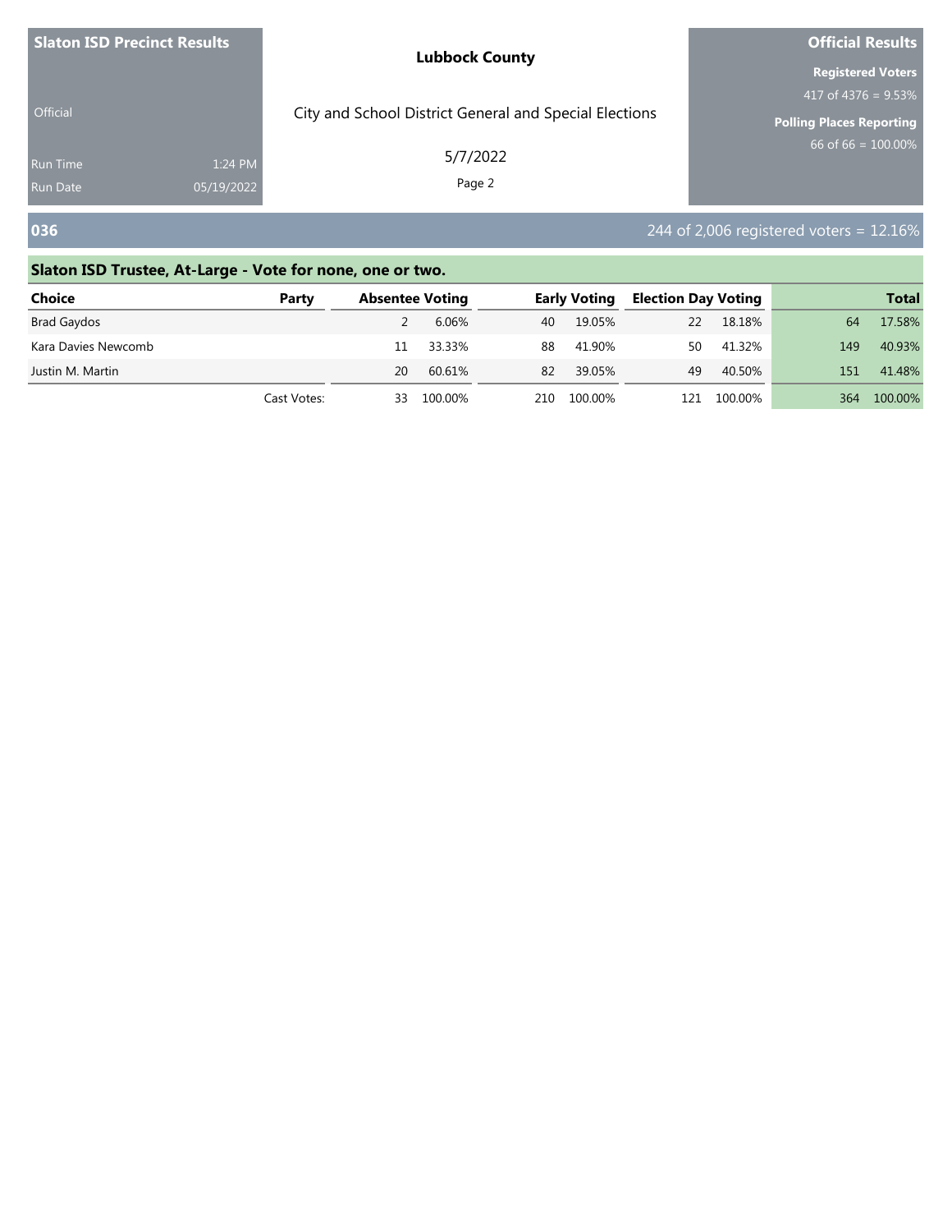**Slaton ISD Precinct Results**

Official

Run Time 1:24 PM
Run Date 05/19/2022

**Lubbock County**

City and School District General and Special Elections

5/7/2022

**Official Results**

**Registered Voters**
417 of 4376 = 9.53%

**Polling Places Reporting**
66 of 66 = 100.00%

## 036

244 of 2,006 registered voters = 12.16%

### Slaton ISD Trustee, At-Large - Vote for none, one or two.

| Choice | Party | Absentee Voting | | Early Voting | | Election Day Voting | | Total | |
|---|---|---|---|---|---|---|---|---|---|
| Brad Gaydos | | 2 | 6.06% | 40 | 19.05% | 22 | 18.18% | 64 | 17.58% |
| Kara Davies Newcomb | | 11 | 33.33% | 88 | 41.90% | 50 | 41.32% | 149 | 40.93% |
| Justin M. Martin | | 20 | 60.61% | 82 | 39.05% | 49 | 40.50% | 151 | 41.48% |
| | Cast Votes: | 33 | 100.00% | 210 | 100.00% | 121 | 100.00% | 364 | 100.00% |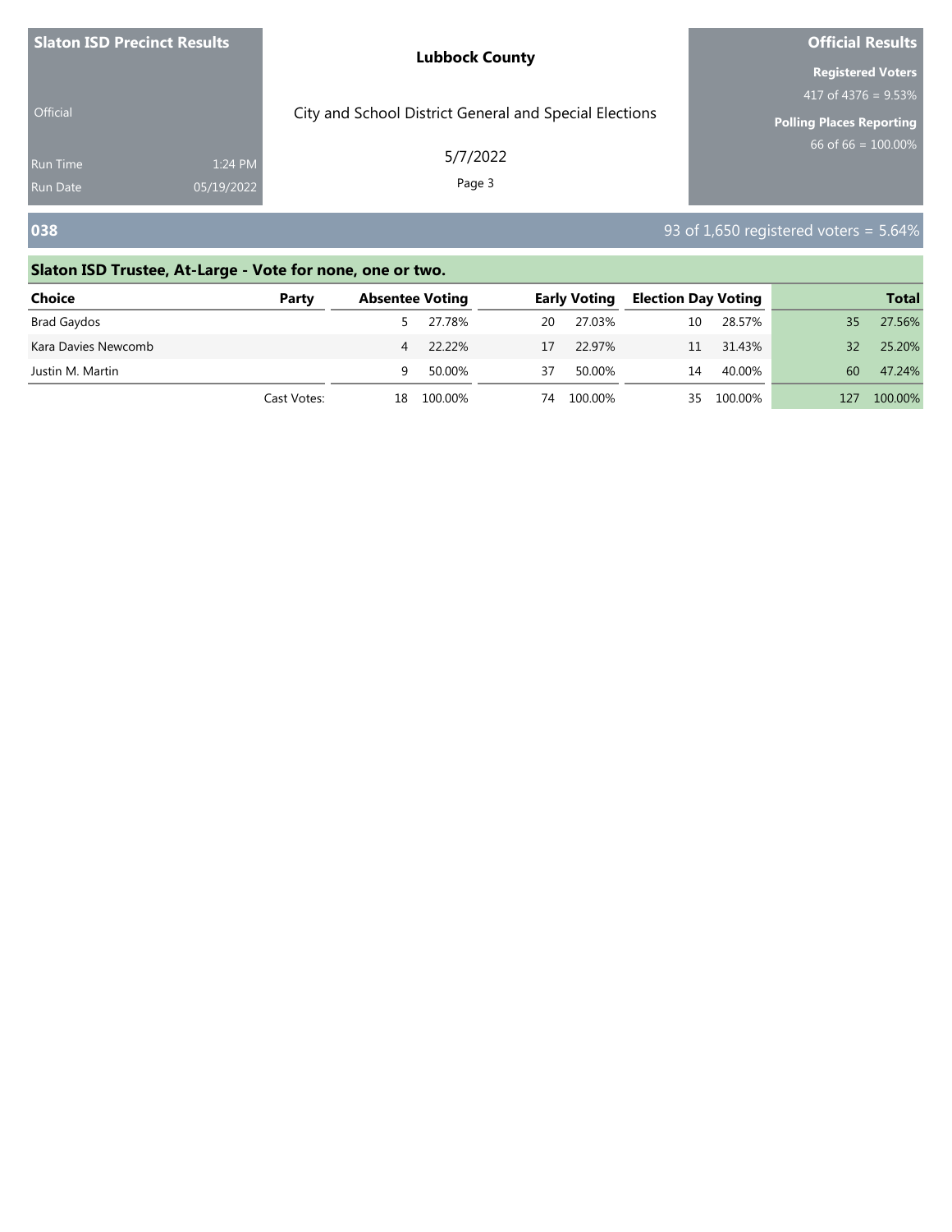**Slaton ISD Precinct Results**

Official

Run Time 1:24 PM

Run Date 05/19/2022

**Lubbock County**

City and School District General and Special Elections

5/7/2022

**Official Results**

**Registered Voters**

417 of 4376 = 9.53%

**Polling Places Reporting**

66 of 66 = 100.00%

## 038

93 of 1,650 registered voters = 5.64%

### Slaton ISD Trustee, At-Large - Vote for none, one or two.

| Choice | Party | Absentee Voting | | Early Voting | | Election Day Voting | | Total | |
|---|---|---|---|---|---|---|---|---|---|
| Brad Gaydos | | 5 | 27.78% | 20 | 27.03% | 10 | 28.57% | 35 | 27.56% |
| Kara Davies Newcomb | | 4 | 22.22% | 17 | 22.97% | 11 | 31.43% | 32 | 25.20% |
| Justin M. Martin | | 9 | 50.00% | 37 | 50.00% | 14 | 40.00% | 60 | 47.24% |
| | Cast Votes: | 18 | 100.00% | 74 | 100.00% | 35 | 100.00% | 127 | 100.00% |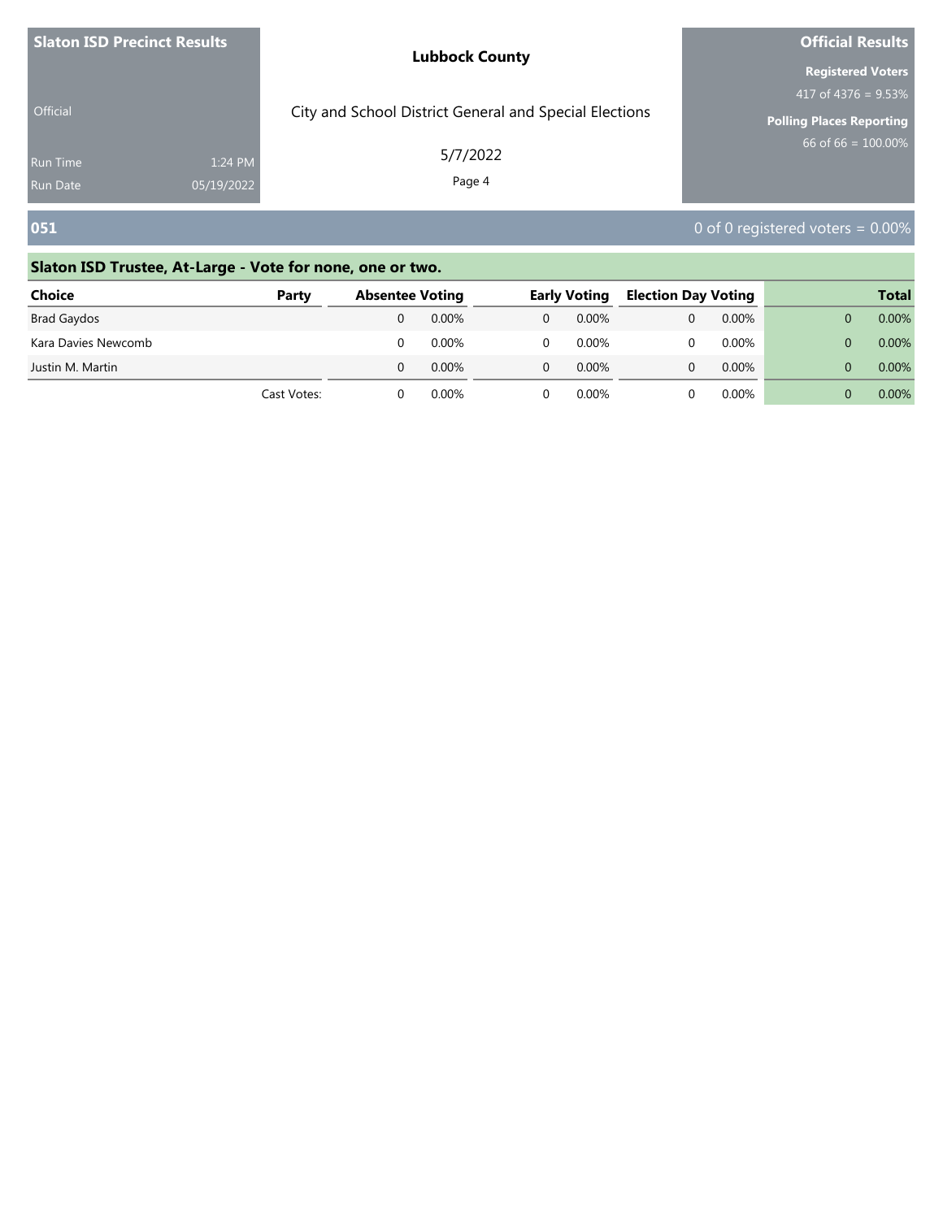**Slaton ISD Precinct Results**

Official

Run Time 1:24 PM
Run Date 05/19/2022

**Lubbock County**

City and School District General and Special Elections

5/7/2022

**Official Results**

**Registered Voters**
417 of 4376 = 9.53%

**Polling Places Reporting**
66 of 66 = 100.00%

## 051

0 of 0 registered voters = 0.00%

### Slaton ISD Trustee, At-Large - Vote for none, one or two.

| Choice | Party | Absentee Voting | | Early Voting | | Election Day Voting | | Total | |
|---|---|---|---|---|---|---|---|---|---|
| Brad Gaydos | | 0 | 0.00% | 0 | 0.00% | 0 | 0.00% | 0 | 0.00% |
| Kara Davies Newcomb | | 0 | 0.00% | 0 | 0.00% | 0 | 0.00% | 0 | 0.00% |
| Justin M. Martin | | 0 | 0.00% | 0 | 0.00% | 0 | 0.00% | 0 | 0.00% |
| | Cast Votes: | 0 | 0.00% | 0 | 0.00% | 0 | 0.00% | 0 | 0.00% |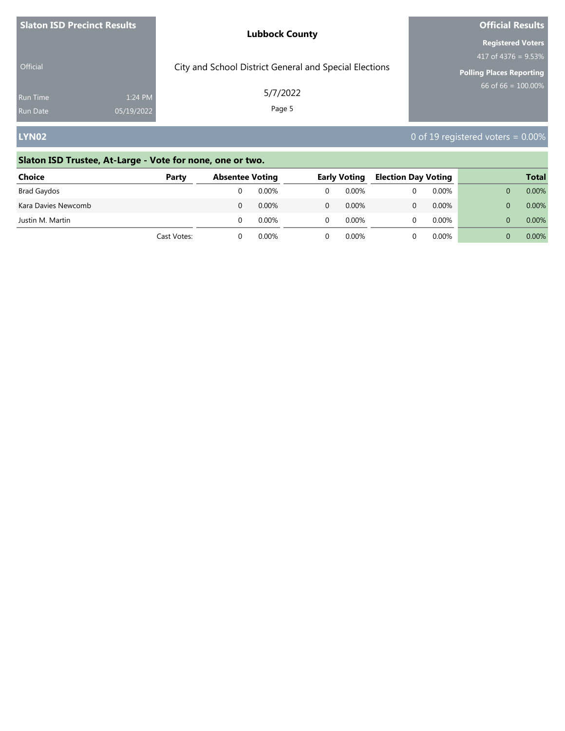**Slaton ISD Precinct Results**

Official

Run Time 1:24 PM

Run Date 05/19/2022

**Lubbock County**

City and School District General and Special Elections

5/7/2022

**Official Results**

**Registered Voters**

417 of 4376 = 9.53%

**Polling Places Reporting**

66 of 66 = 100.00%

## LYN02

0 of 19 registered voters = 0.00%

### Slaton ISD Trustee, At-Large - Vote for none, one or two.

| Choice | Party | Absentee Voting | | Early Voting | | Election Day Voting | | Total | |
|---|---|---|---|---|---|---|---|---|---|
| Brad Gaydos | | 0 | 0.00% | 0 | 0.00% | 0 | 0.00% | 0 | 0.00% |
| Kara Davies Newcomb | | 0 | 0.00% | 0 | 0.00% | 0 | 0.00% | 0 | 0.00% |
| Justin M. Martin | | 0 | 0.00% | 0 | 0.00% | 0 | 0.00% | 0 | 0.00% |
| | Cast Votes: | 0 | 0.00% | 0 | 0.00% | 0 | 0.00% | 0 | 0.00% |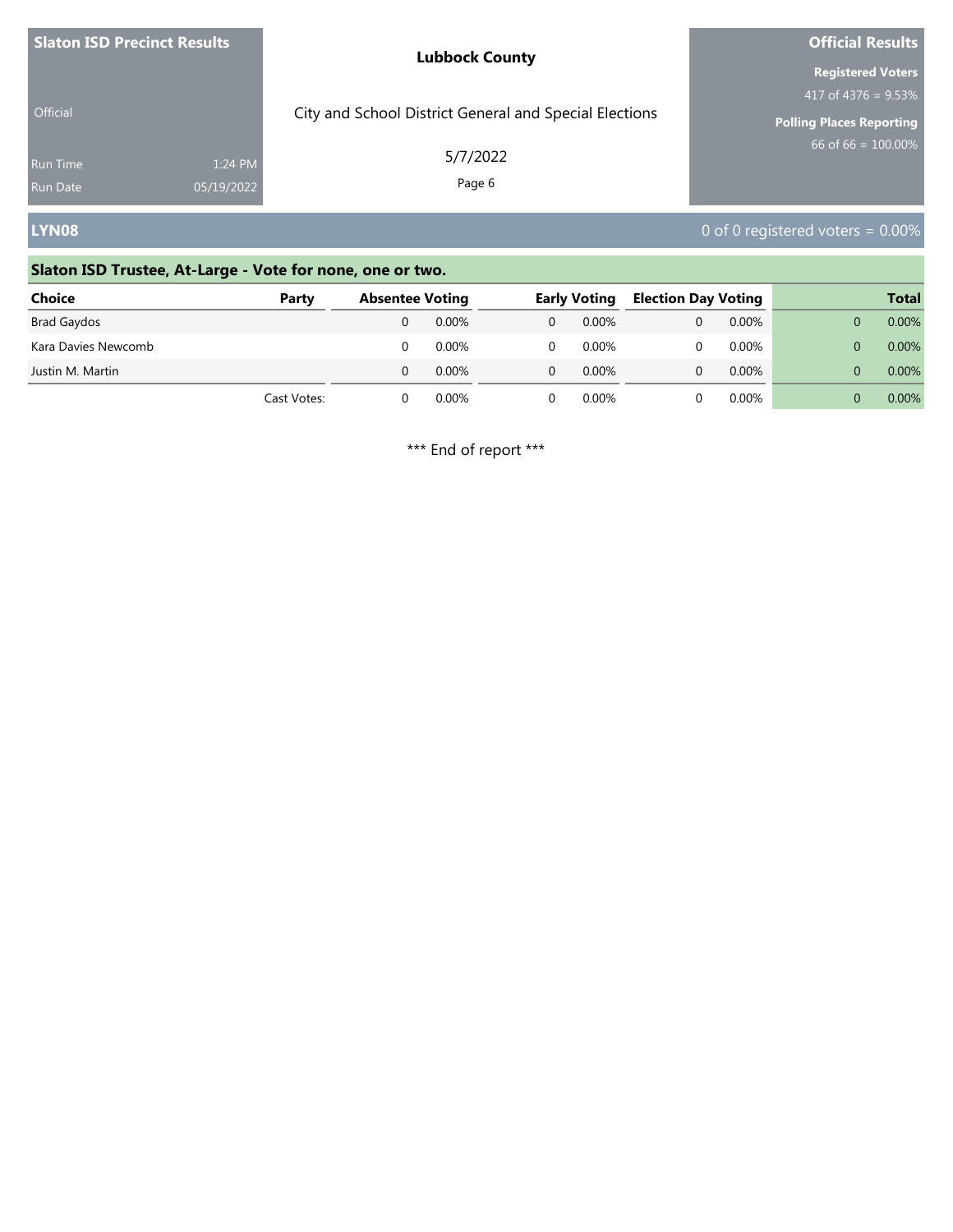**Slaton ISD Precinct Results**

Official

Run Time 1:24 PM

Run Date 05/19/2022

**Lubbock County**

City and School District General and Special Elections

5/7/2022

**Official Results**

**Registered Voters**

417 of 4376 = 9.53%

**Polling Places Reporting**

66 of 66 = 100.00%

## LYN08

0 of 0 registered voters = 0.00%

### Slaton ISD Trustee, At-Large - Vote for none, one or two.

| Choice | Party | Absentee Voting | | Early Voting | | Election Day Voting | | Total | |
|---|---|---|---|---|---|---|---|---|---|
| Brad Gaydos | | 0 | 0.00% | 0 | 0.00% | 0 | 0.00% | 0 | 0.00% |
| Kara Davies Newcomb | | 0 | 0.00% | 0 | 0.00% | 0 | 0.00% | 0 | 0.00% |
| Justin M. Martin | | 0 | 0.00% | 0 | 0.00% | 0 | 0.00% | 0 | 0.00% |
| | Cast Votes: | 0 | 0.00% | 0 | 0.00% | 0 | 0.00% | 0 | 0.00% |

*** End of report ***